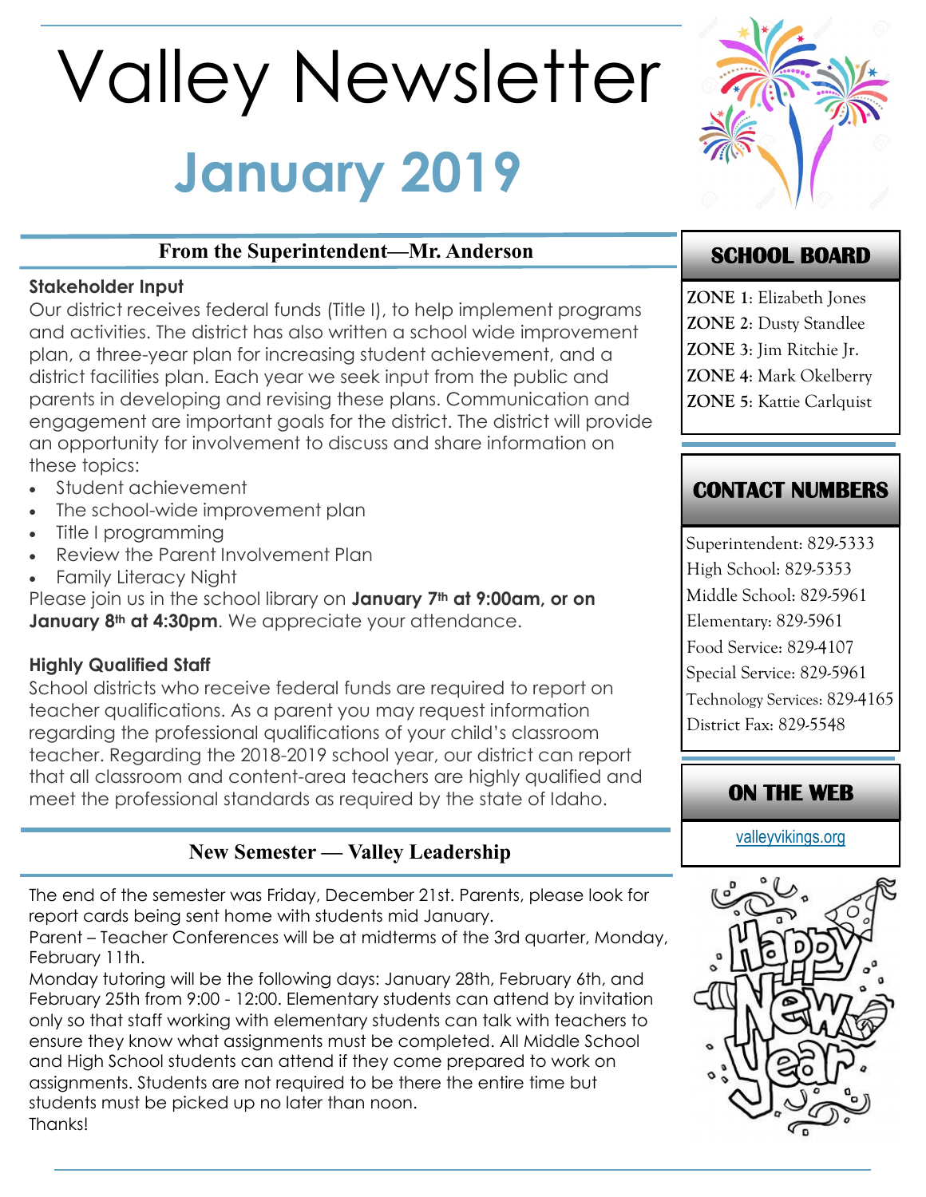# Valley Newsletter

## January 2019

### From the Superintendent—Mr. Anderson

**Stakeholder Input**

Our district receives federal funds (Title I), to help implement programs and activities. The district has also written a school wide improvement plan, a three-year plan for increasing student achievement, and a district facilities plan. Each year we seek input from the public and parents in developing and revising these plans. Communication and engagement are important goals for the district. The district will provide an opportunity for involvement to discuss and share information on these topics:

- Student achievement
- The school-wide improvement plan
- Title I programming
- Review the Parent Involvement Plan
- Family Literacy Night

Please join us in the school library on **January 7th at 9:00am, or on January 8th at 4:30pm**. We appreciate your attendance.

**Highly Qualified Staff**

School districts who receive federal funds are required to report on teacher qualifications. As a parent you may request information regarding the professional qualifications of your child's classroom teacher. Regarding the 2018-2019 school year, our district can report that all classroom and content-area teachers are highly qualified and meet the professional standards as required by the state of Idaho.

### New Semester — Valley Leadership

The end of the semester was Friday, December 21st. Parents, please look for report cards being sent home with students mid January.

Parent – Teacher Conferences will be at midterms of the 3rd quarter, Monday, February 11th.

Monday tutoring will be the following days: January 28th, February 6th, and February 25th from 9:00 - 12:00. Elementary students can attend by invitation only so that staff working with elementary students can talk with teachers to ensure they know what assignments must be completed. All Middle School and High School students can attend if they come prepared to work on assignments. Students are not required to be there the entire time but students must be picked up no later than noon.

Thanks!

### SCHOOL BOARD

**ZONE 1**: Elizabeth Jones
**ZONE 2**: Dusty Standlee
**ZONE 3**: Jim Ritchie Jr.
**ZONE 4**: Mark Okelberry
**ZONE 5**: Kattie Carlquist

### CONTACT NUMBERS

Superintendent: 829-5333
High School: 829-5353
Middle School: 829-5961
Elementary: 829-5961
Food Service: 829-4107
Special Service: 829-5961
Technology Services: 829-4165
District Fax: 829-5548

### ON THE WEB

valleyvikings.org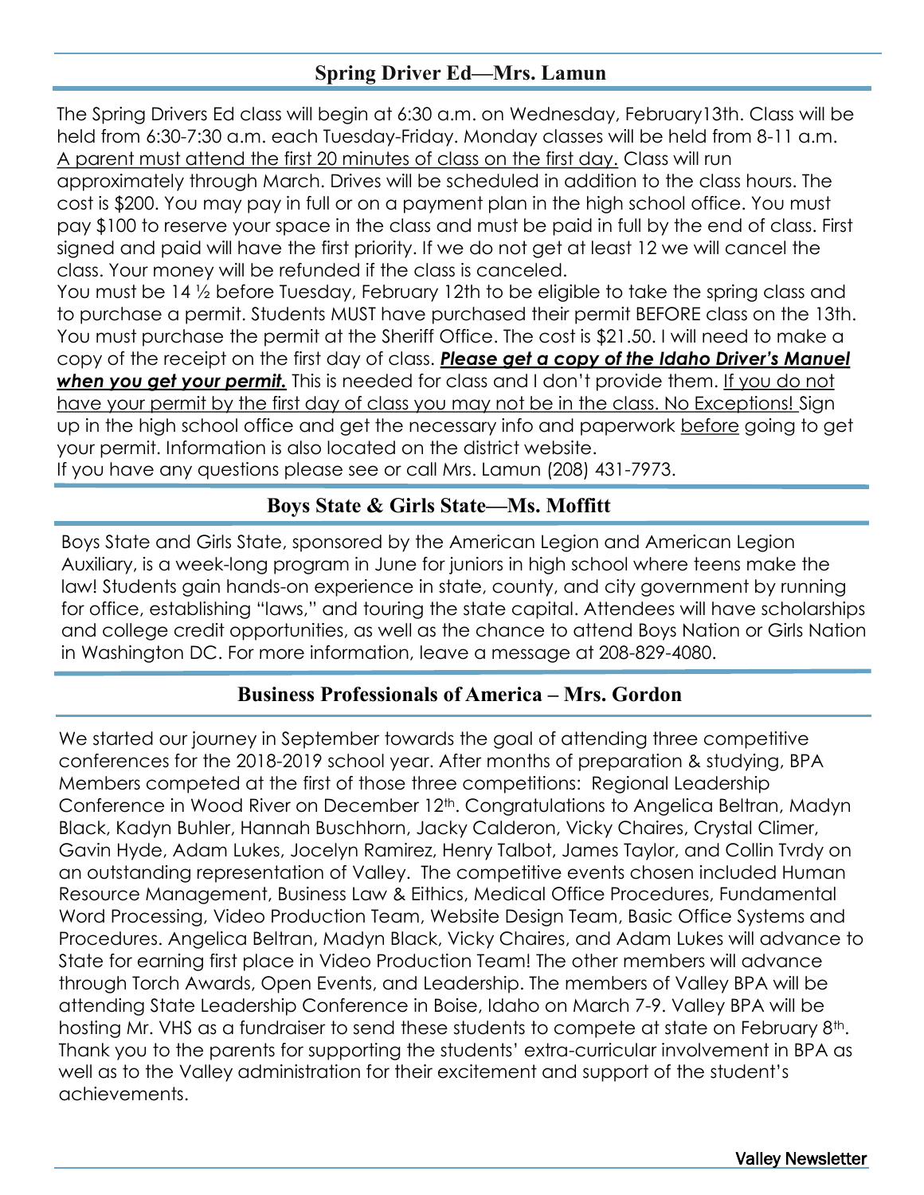## Spring Driver Ed—Mrs. Lamun

The Spring Drivers Ed class will begin at 6:30 a.m. on Wednesday, February13th. Class will be held from 6:30-7:30 a.m. each Tuesday-Friday. Monday classes will be held from 8-11 a.m. <u>A parent must attend the first 20 minutes of class on the first day.</u> Class will run approximately through March. Drives will be scheduled in addition to the class hours. The cost is $200. You may pay in full or on a payment plan in the high school office. You must pay $100 to reserve your space in the class and must be paid in full by the end of class. First signed and paid will have the first priority. If we do not get at least 12 we will cancel the class. Your money will be refunded if the class is canceled.

You must be 14 ½ before Tuesday, February 12th to be eligible to take the spring class and to purchase a permit. Students MUST have purchased their permit BEFORE class on the 13th. You must purchase the permit at the Sheriff Office. The cost is $21.50. I will need to make a copy of the receipt on the first day of class. ***<u>Please get a copy of the Idaho Driver's Manuel when you get your permit.</u>*** This is needed for class and I don't provide them. <u>If you do not have your permit by the first day of class you may not be in the class. No Exceptions!</u> Sign up in the high school office and get the necessary info and paperwork <u>before</u> going to get your permit. Information is also located on the district website.

If you have any questions please see or call Mrs. Lamun (208) 431-7973.

## Boys State & Girls State—Ms. Moffitt

Boys State and Girls State, sponsored by the American Legion and American Legion Auxiliary, is a week-long program in June for juniors in high school where teens make the law! Students gain hands-on experience in state, county, and city government by running for office, establishing "laws," and touring the state capital. Attendees will have scholarships and college credit opportunities, as well as the chance to attend Boys Nation or Girls Nation in Washington DC. For more information, leave a message at 208-829-4080.

## Business Professionals of America – Mrs. Gordon

We started our journey in September towards the goal of attending three competitive conferences for the 2018-2019 school year. After months of preparation & studying, BPA Members competed at the first of those three competitions: Regional Leadership Conference in Wood River on December 12th. Congratulations to Angelica Beltran, Madyn Black, Kadyn Buhler, Hannah Buschhorn, Jacky Calderon, Vicky Chaires, Crystal Climer, Gavin Hyde, Adam Lukes, Jocelyn Ramirez, Henry Talbot, James Taylor, and Collin Tvrdy on an outstanding representation of Valley. The competitive events chosen included Human Resource Management, Business Law & Eithics, Medical Office Procedures, Fundamental Word Processing, Video Production Team, Website Design Team, Basic Office Systems and Procedures. Angelica Beltran, Madyn Black, Vicky Chaires, and Adam Lukes will advance to State for earning first place in Video Production Team! The other members will advance through Torch Awards, Open Events, and Leadership. The members of Valley BPA will be attending State Leadership Conference in Boise, Idaho on March 7-9. Valley BPA will be hosting Mr. VHS as a fundraiser to send these students to compete at state on February 8th. Thank you to the parents for supporting the students' extra-curricular involvement in BPA as well as to the Valley administration for their excitement and support of the student's achievements.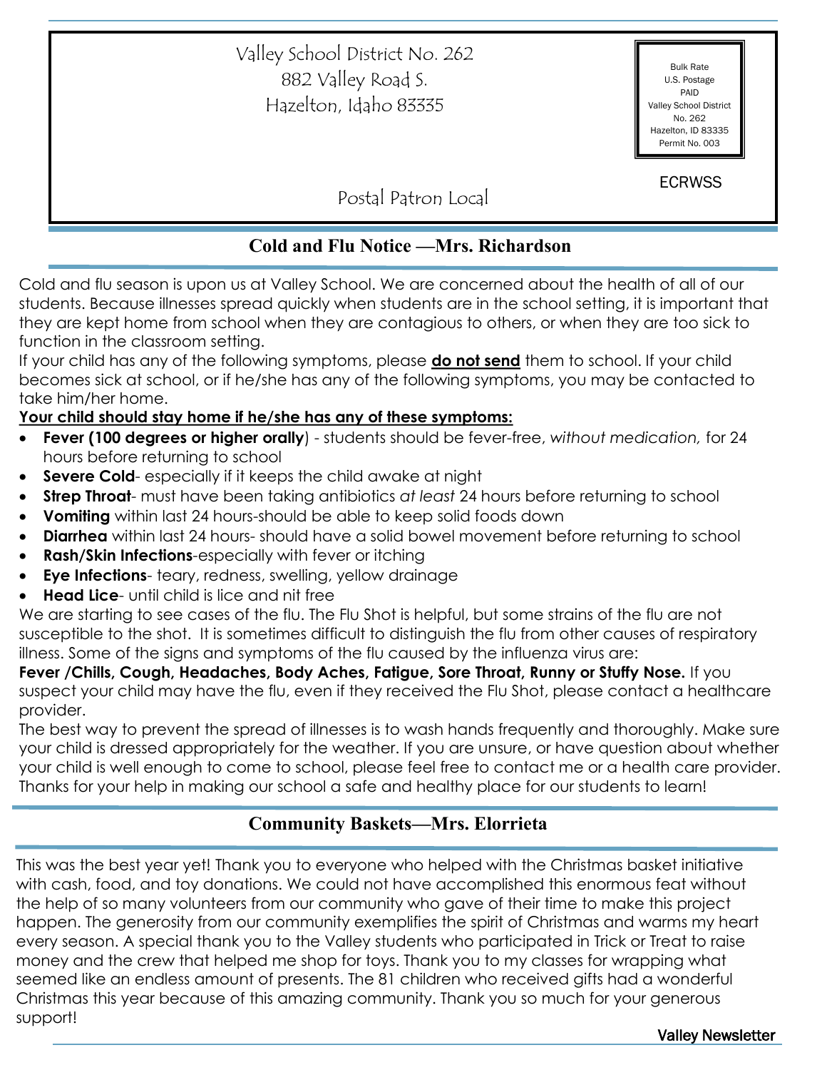Valley School District No. 262
882 Valley Road S.
Hazelton, Idaho 83335

Bulk Rate
U.S. Postage
PAID
Valley School District
No. 262
Hazelton, ID 83335
Permit No. 003

ECRWSS

Postal Patron Local

## Cold and Flu Notice —Mrs. Richardson

Cold and flu season is upon us at Valley School. We are concerned about the health of all of our students. Because illnesses spread quickly when students are in the school setting, it is important that they are kept home from school when they are contagious to others, or when they are too sick to function in the classroom setting.

If your child has any of the following symptoms, please **do not send** them to school. If your child becomes sick at school, or if he/she has any of the following symptoms, you may be contacted to take him/her home.

**Your child should stay home if he/she has any of these symptoms:**

- **Fever (100 degrees or higher orally**) - students should be fever-free, *without medication,* for 24 hours before returning to school
- **Severe Cold**- especially if it keeps the child awake at night
- **Strep Throat**- must have been taking antibiotics *at least* 24 hours before returning to school
- **Vomiting** within last 24 hours-should be able to keep solid foods down
- **Diarrhea** within last 24 hours- should have a solid bowel movement before returning to school
- **Rash/Skin Infections**-especially with fever or itching
- **Eye Infections**- teary, redness, swelling, yellow drainage
- **Head Lice**- until child is lice and nit free

We are starting to see cases of the flu. The Flu Shot is helpful, but some strains of the flu are not susceptible to the shot. It is sometimes difficult to distinguish the flu from other causes of respiratory illness. Some of the signs and symptoms of the flu caused by the influenza virus are:

**Fever /Chills, Cough, Headaches, Body Aches, Fatigue, Sore Throat, Runny or Stuffy Nose.** If you suspect your child may have the flu, even if they received the Flu Shot, please contact a healthcare provider.

The best way to prevent the spread of illnesses is to wash hands frequently and thoroughly. Make sure your child is dressed appropriately for the weather. If you are unsure, or have question about whether your child is well enough to come to school, please feel free to contact me or a health care provider. Thanks for your help in making our school a safe and healthy place for our students to learn!

## Community Baskets—Mrs. Elorrieta

This was the best year yet! Thank you to everyone who helped with the Christmas basket initiative with cash, food, and toy donations. We could not have accomplished this enormous feat without the help of so many volunteers from our community who gave of their time to make this project happen. The generosity from our community exemplifies the spirit of Christmas and warms my heart every season. A special thank you to the Valley students who participated in Trick or Treat to raise money and the crew that helped me shop for toys. Thank you to my classes for wrapping what seemed like an endless amount of presents. The 81 children who received gifts had a wonderful Christmas this year because of this amazing community. Thank you so much for your generous support!